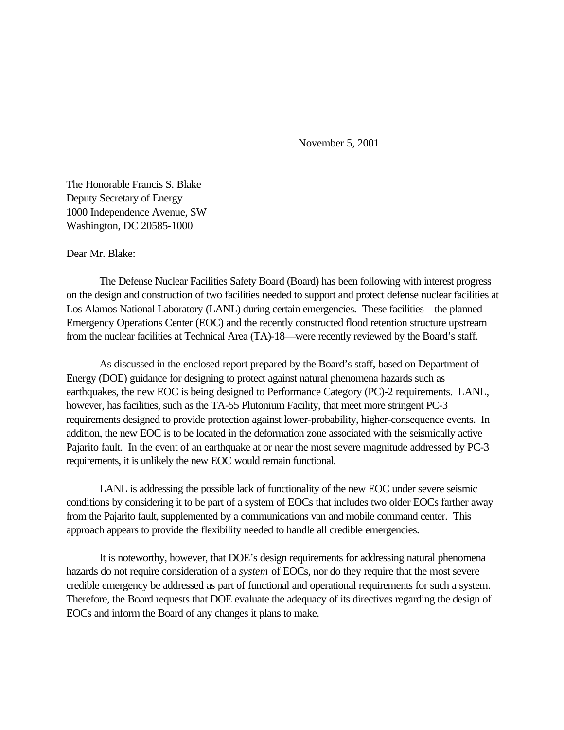November 5, 2001

The Honorable Francis S. Blake
Deputy Secretary of Energy
1000 Independence Avenue, SW
Washington, DC 20585-1000

Dear Mr. Blake:

The Defense Nuclear Facilities Safety Board (Board) has been following with interest progress on the design and construction of two facilities needed to support and protect defense nuclear facilities at Los Alamos National Laboratory (LANL) during certain emergencies. These facilities—the planned Emergency Operations Center (EOC) and the recently constructed flood retention structure upstream from the nuclear facilities at Technical Area (TA)-18—were recently reviewed by the Board's staff.

As discussed in the enclosed report prepared by the Board's staff, based on Department of Energy (DOE) guidance for designing to protect against natural phenomena hazards such as earthquakes, the new EOC is being designed to Performance Category (PC)-2 requirements. LANL, however, has facilities, such as the TA-55 Plutonium Facility, that meet more stringent PC-3 requirements designed to provide protection against lower-probability, higher-consequence events. In addition, the new EOC is to be located in the deformation zone associated with the seismically active Pajarito fault. In the event of an earthquake at or near the most severe magnitude addressed by PC-3 requirements, it is unlikely the new EOC would remain functional.

LANL is addressing the possible lack of functionality of the new EOC under severe seismic conditions by considering it to be part of a system of EOCs that includes two older EOCs farther away from the Pajarito fault, supplemented by a communications van and mobile command center. This approach appears to provide the flexibility needed to handle all credible emergencies.

It is noteworthy, however, that DOE's design requirements for addressing natural phenomena hazards do not require consideration of a *system* of EOCs, nor do they require that the most severe credible emergency be addressed as part of functional and operational requirements for such a system. Therefore, the Board requests that DOE evaluate the adequacy of its directives regarding the design of EOCs and inform the Board of any changes it plans to make.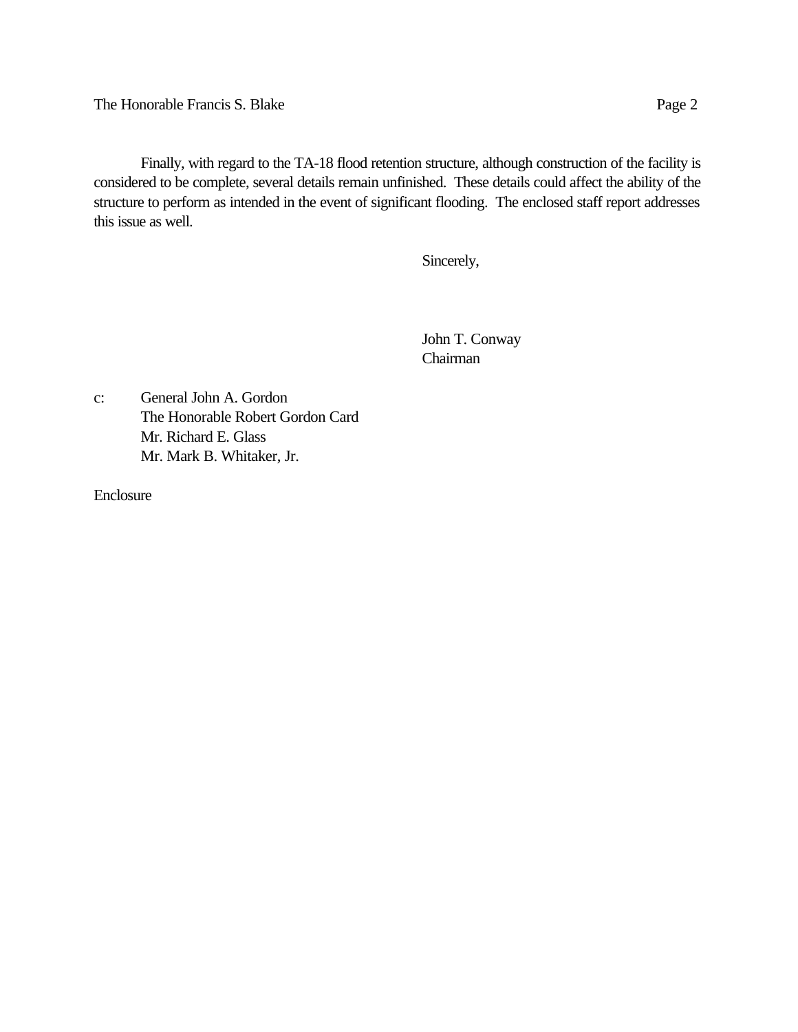Finally, with regard to the TA-18 flood retention structure, although construction of the facility is considered to be complete, several details remain unfinished. These details could affect the ability of the structure to perform as intended in the event of significant flooding. The enclosed staff report addresses this issue as well.

Sincerely,

John T. Conway
Chairman

c: General John A. Gordon
The Honorable Robert Gordon Card
Mr. Richard E. Glass
Mr. Mark B. Whitaker, Jr.

Enclosure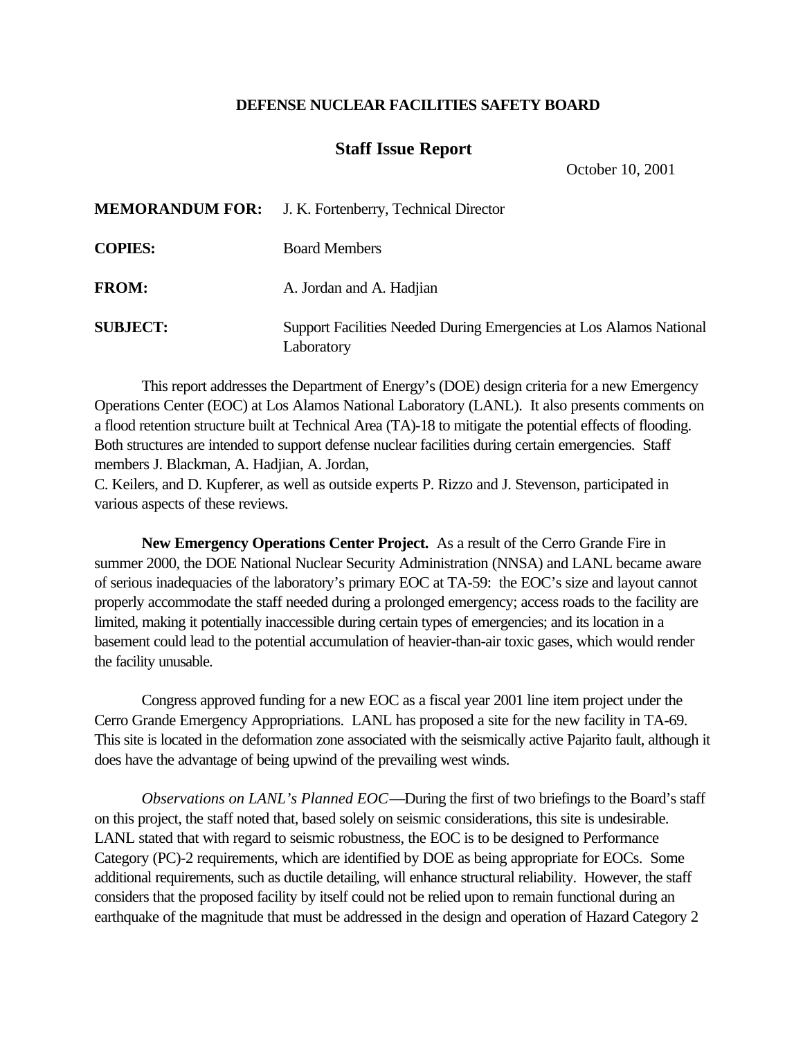**DEFENSE NUCLEAR FACILITIES SAFETY BOARD**

## Staff Issue Report

October 10, 2001

**MEMORANDUM FOR:** J. K. Fortenberry, Technical Director

**COPIES:** Board Members

**FROM:** A. Jordan and A. Hadjian

**SUBJECT:** Support Facilities Needed During Emergencies at Los Alamos National Laboratory

This report addresses the Department of Energy's (DOE) design criteria for a new Emergency Operations Center (EOC) at Los Alamos National Laboratory (LANL). It also presents comments on a flood retention structure built at Technical Area (TA)-18 to mitigate the potential effects of flooding. Both structures are intended to support defense nuclear facilities during certain emergencies. Staff members J. Blackman, A. Hadjian, A. Jordan, C. Keilers, and D. Kupferer, as well as outside experts P. Rizzo and J. Stevenson, participated in various aspects of these reviews.

**New Emergency Operations Center Project.** As a result of the Cerro Grande Fire in summer 2000, the DOE National Nuclear Security Administration (NNSA) and LANL became aware of serious inadequacies of the laboratory's primary EOC at TA-59: the EOC's size and layout cannot properly accommodate the staff needed during a prolonged emergency; access roads to the facility are limited, making it potentially inaccessible during certain types of emergencies; and its location in a basement could lead to the potential accumulation of heavier-than-air toxic gases, which would render the facility unusable.

Congress approved funding for a new EOC as a fiscal year 2001 line item project under the Cerro Grande Emergency Appropriations. LANL has proposed a site for the new facility in TA-69. This site is located in the deformation zone associated with the seismically active Pajarito fault, although it does have the advantage of being upwind of the prevailing west winds.

*Observations on LANL's Planned EOC*—During the first of two briefings to the Board's staff on this project, the staff noted that, based solely on seismic considerations, this site is undesirable. LANL stated that with regard to seismic robustness, the EOC is to be designed to Performance Category (PC)-2 requirements, which are identified by DOE as being appropriate for EOCs. Some additional requirements, such as ductile detailing, will enhance structural reliability. However, the staff considers that the proposed facility by itself could not be relied upon to remain functional during an earthquake of the magnitude that must be addressed in the design and operation of Hazard Category 2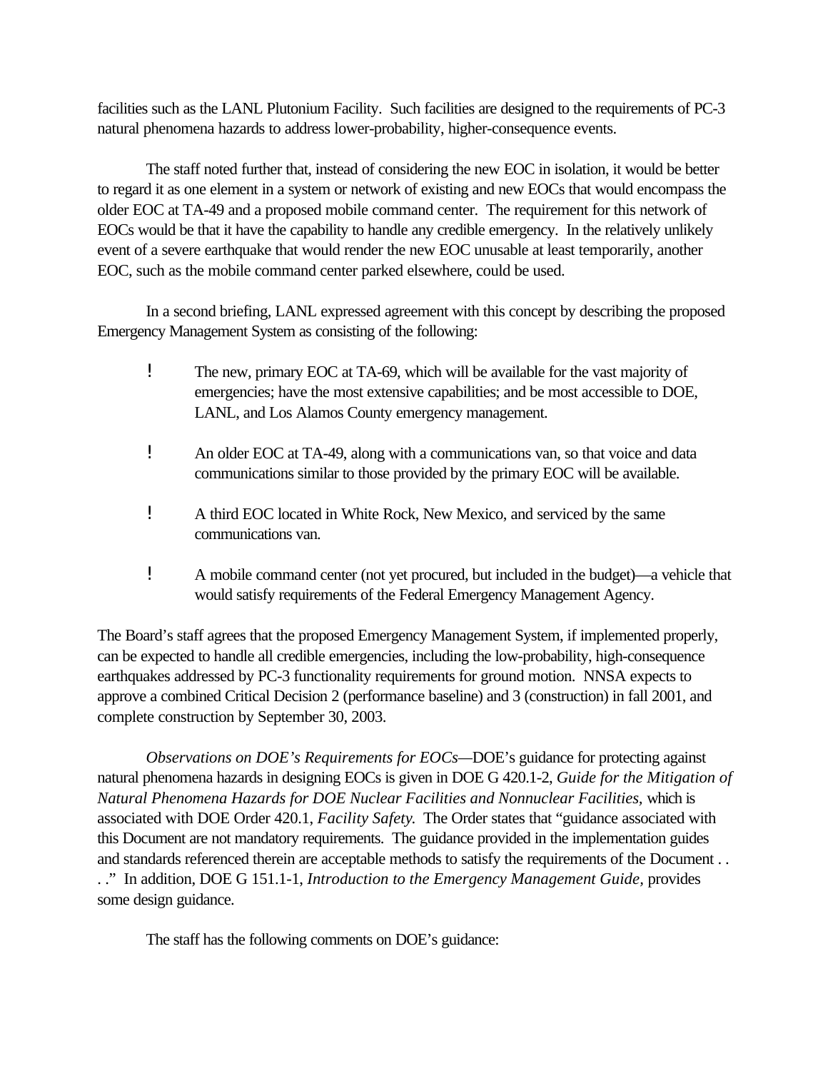facilities such as the LANL Plutonium Facility. Such facilities are designed to the requirements of PC-3 natural phenomena hazards to address lower-probability, higher-consequence events.

The staff noted further that, instead of considering the new EOC in isolation, it would be better to regard it as one element in a system or network of existing and new EOCs that would encompass the older EOC at TA-49 and a proposed mobile command center. The requirement for this network of EOCs would be that it have the capability to handle any credible emergency. In the relatively unlikely event of a severe earthquake that would render the new EOC unusable at least temporarily, another EOC, such as the mobile command center parked elsewhere, could be used.

In a second briefing, LANL expressed agreement with this concept by describing the proposed Emergency Management System as consisting of the following:

- The new, primary EOC at TA-69, which will be available for the vast majority of emergencies; have the most extensive capabilities; and be most accessible to DOE, LANL, and Los Alamos County emergency management.
- An older EOC at TA-49, along with a communications van, so that voice and data communications similar to those provided by the primary EOC will be available.
- A third EOC located in White Rock, New Mexico, and serviced by the same communications van.
- A mobile command center (not yet procured, but included in the budget)—a vehicle that would satisfy requirements of the Federal Emergency Management Agency.

The Board's staff agrees that the proposed Emergency Management System, if implemented properly, can be expected to handle all credible emergencies, including the low-probability, high-consequence earthquakes addressed by PC-3 functionality requirements for ground motion. NNSA expects to approve a combined Critical Decision 2 (performance baseline) and 3 (construction) in fall 2001, and complete construction by September 30, 2003.

*Observations on DOE's Requirements for EOCs*—DOE's guidance for protecting against natural phenomena hazards in designing EOCs is given in DOE G 420.1-2, *Guide for the Mitigation of Natural Phenomena Hazards for DOE Nuclear Facilities and Nonnuclear Facilities,* which is associated with DOE Order 420.1, *Facility Safety.* The Order states that "guidance associated with this Document are not mandatory requirements. The guidance provided in the implementation guides and standards referenced therein are acceptable methods to satisfy the requirements of the Document . . . ." In addition, DOE G 151.1-1, *Introduction to the Emergency Management Guide*, provides some design guidance.

The staff has the following comments on DOE's guidance: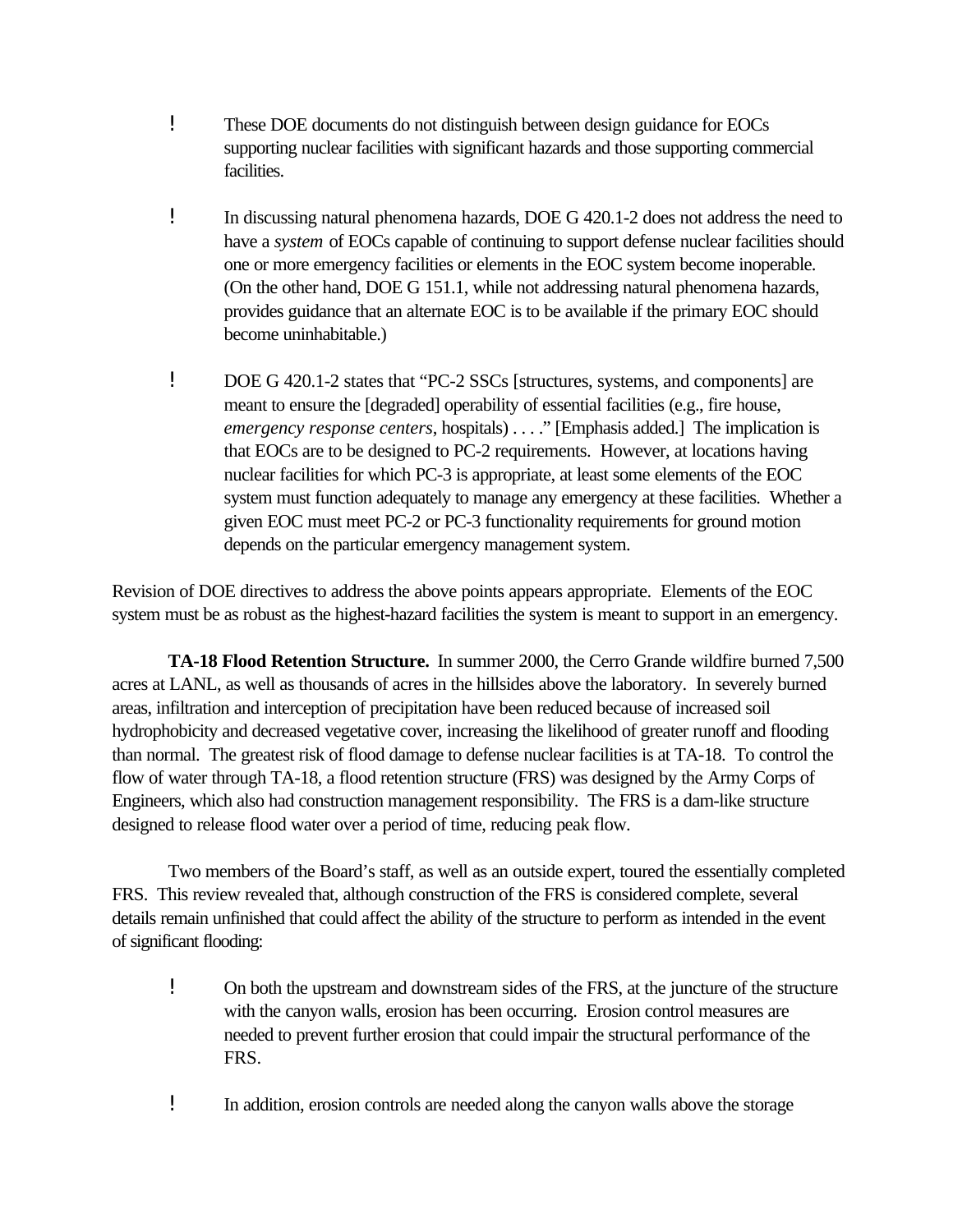- These DOE documents do not distinguish between design guidance for EOCs supporting nuclear facilities with significant hazards and those supporting commercial facilities.

- In discussing natural phenomena hazards, DOE G 420.1-2 does not address the need to have a *system* of EOCs capable of continuing to support defense nuclear facilities should one or more emergency facilities or elements in the EOC system become inoperable. (On the other hand, DOE G 151.1, while not addressing natural phenomena hazards, provides guidance that an alternate EOC is to be available if the primary EOC should become uninhabitable.)

- DOE G 420.1-2 states that "PC-2 SSCs [structures, systems, and components] are meant to ensure the [degraded] operability of essential facilities (e.g., fire house, *emergency response centers*, hospitals) . . . ." [Emphasis added.] The implication is that EOCs are to be designed to PC-2 requirements. However, at locations having nuclear facilities for which PC-3 is appropriate, at least some elements of the EOC system must function adequately to manage any emergency at these facilities. Whether a given EOC must meet PC-2 or PC-3 functionality requirements for ground motion depends on the particular emergency management system.

Revision of DOE directives to address the above points appears appropriate. Elements of the EOC system must be as robust as the highest-hazard facilities the system is meant to support in an emergency.

**TA-18 Flood Retention Structure.** In summer 2000, the Cerro Grande wildfire burned 7,500 acres at LANL, as well as thousands of acres in the hillsides above the laboratory. In severely burned areas, infiltration and interception of precipitation have been reduced because of increased soil hydrophobicity and decreased vegetative cover, increasing the likelihood of greater runoff and flooding than normal. The greatest risk of flood damage to defense nuclear facilities is at TA-18. To control the flow of water through TA-18, a flood retention structure (FRS) was designed by the Army Corps of Engineers, which also had construction management responsibility. The FRS is a dam-like structure designed to release flood water over a period of time, reducing peak flow.

Two members of the Board's staff, as well as an outside expert, toured the essentially completed FRS. This review revealed that, although construction of the FRS is considered complete, several details remain unfinished that could affect the ability of the structure to perform as intended in the event of significant flooding:

- On both the upstream and downstream sides of the FRS, at the juncture of the structure with the canyon walls, erosion has been occurring. Erosion control measures are needed to prevent further erosion that could impair the structural performance of the FRS.

- In addition, erosion controls are needed along the canyon walls above the storage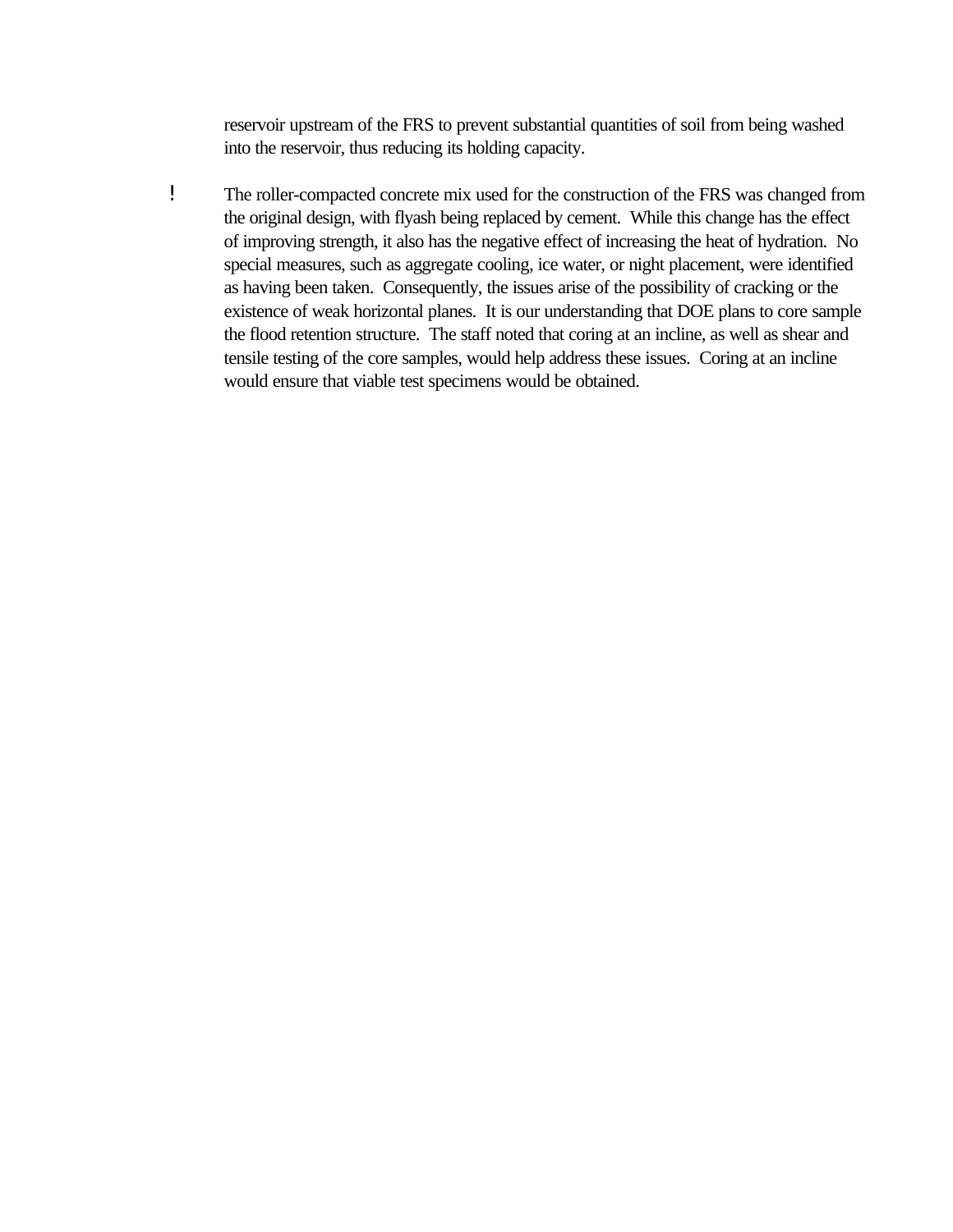reservoir upstream of the FRS to prevent substantial quantities of soil from being washed into the reservoir, thus reducing its holding capacity.

- The roller-compacted concrete mix used for the construction of the FRS was changed from the original design, with flyash being replaced by cement. While this change has the effect of improving strength, it also has the negative effect of increasing the heat of hydration. No special measures, such as aggregate cooling, ice water, or night placement, were identified as having been taken. Consequently, the issues arise of the possibility of cracking or the existence of weak horizontal planes. It is our understanding that DOE plans to core sample the flood retention structure. The staff noted that coring at an incline, as well as shear and tensile testing of the core samples, would help address these issues. Coring at an incline would ensure that viable test specimens would be obtained.